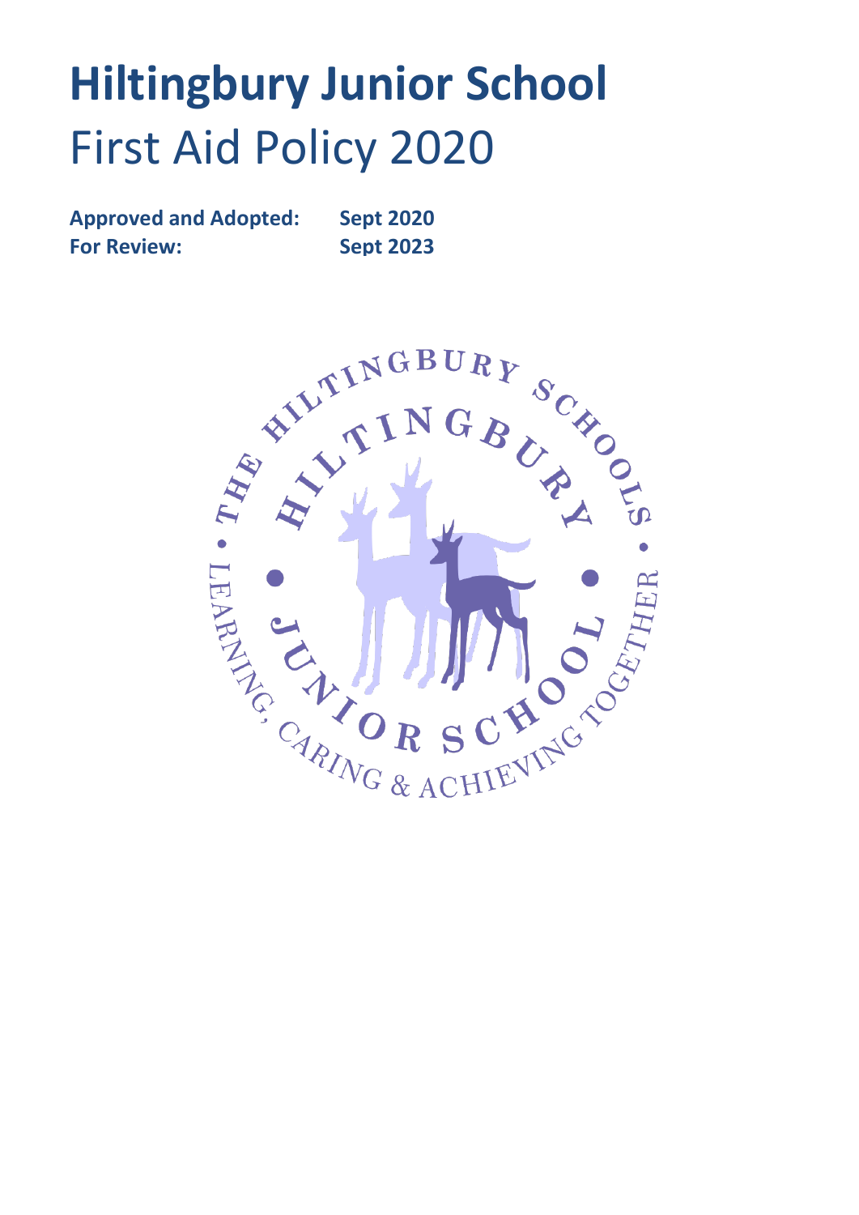# Hiltingbury Junior School

## First Aid Policy 2020

**Approved and Adopted:** **Sept 2020**
**For Review:** **Sept 2023**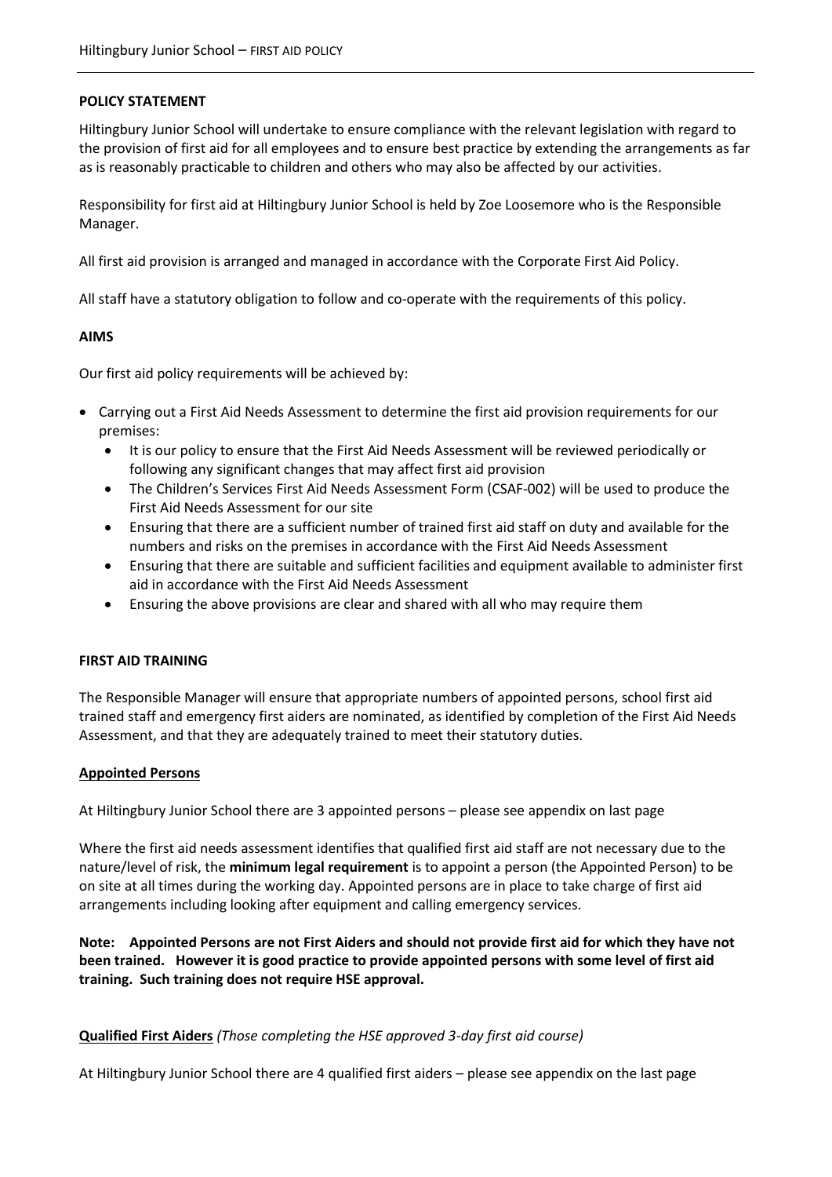## POLICY STATEMENT

Hiltingbury Junior School will undertake to ensure compliance with the relevant legislation with regard to the provision of first aid for all employees and to ensure best practice by extending the arrangements as far as is reasonably practicable to children and others who may also be affected by our activities.

Responsibility for first aid at Hiltingbury Junior School is held by Zoe Loosemore who is the Responsible Manager.

All first aid provision is arranged and managed in accordance with the Corporate First Aid Policy.

All staff have a statutory obligation to follow and co-operate with the requirements of this policy.

## AIMS

Our first aid policy requirements will be achieved by:

- Carrying out a First Aid Needs Assessment to determine the first aid provision requirements for our premises:
  - It is our policy to ensure that the First Aid Needs Assessment will be reviewed periodically or following any significant changes that may affect first aid provision
  - The Children's Services First Aid Needs Assessment Form (CSAF-002) will be used to produce the First Aid Needs Assessment for our site
  - Ensuring that there are a sufficient number of trained first aid staff on duty and available for the numbers and risks on the premises in accordance with the First Aid Needs Assessment
  - Ensuring that there are suitable and sufficient facilities and equipment available to administer first aid in accordance with the First Aid Needs Assessment
  - Ensuring the above provisions are clear and shared with all who may require them

## FIRST AID TRAINING

The Responsible Manager will ensure that appropriate numbers of appointed persons, school first aid trained staff and emergency first aiders are nominated, as identified by completion of the First Aid Needs Assessment, and that they are adequately trained to meet their statutory duties.

### Appointed Persons

At Hiltingbury Junior School there are 3 appointed persons – please see appendix on last page

Where the first aid needs assessment identifies that qualified first aid staff are not necessary due to the nature/level of risk, the **minimum legal requirement** is to appoint a person (the Appointed Person) to be on site at all times during the working day. Appointed persons are in place to take charge of first aid arrangements including looking after equipment and calling emergency services.

**Note: Appointed Persons are not First Aiders and should not provide first aid for which they have not been trained. However it is good practice to provide appointed persons with some level of first aid training. Such training does not require HSE approval.**

### Qualified First Aiders *(Those completing the HSE approved 3-day first aid course)*

At Hiltingbury Junior School there are 4 qualified first aiders – please see appendix on the last page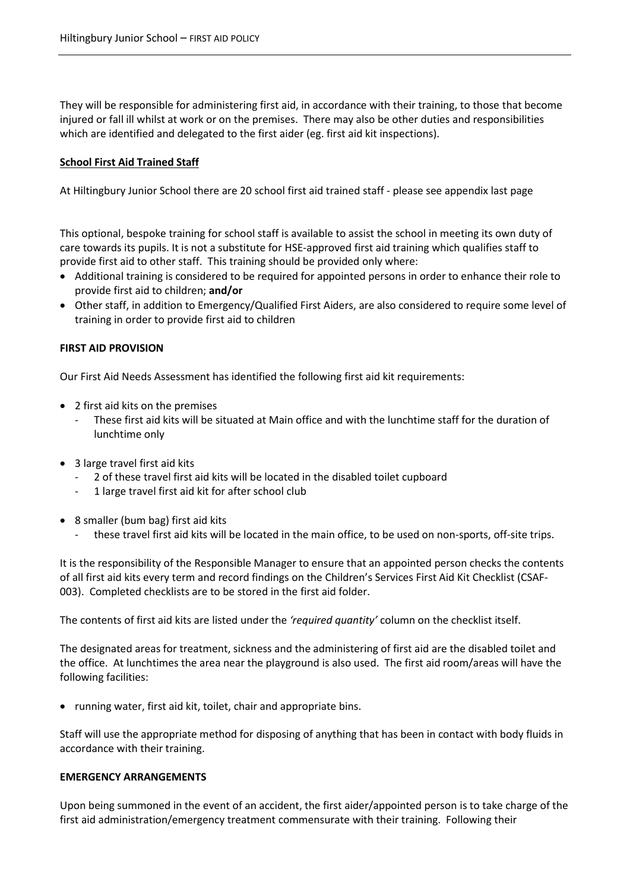They will be responsible for administering first aid, in accordance with their training, to those that become injured or fall ill whilst at work or on the premises. There may also be other duties and responsibilities which are identified and delegated to the first aider (eg. first aid kit inspections).

**School First Aid Trained Staff**

At Hiltingbury Junior School there are 20 school first aid trained staff - please see appendix last page

This optional, bespoke training for school staff is available to assist the school in meeting its own duty of care towards its pupils. It is not a substitute for HSE-approved first aid training which qualifies staff to provide first aid to other staff. This training should be provided only where:

- Additional training is considered to be required for appointed persons in order to enhance their role to provide first aid to children; **and/or**
- Other staff, in addition to Emergency/Qualified First Aiders, are also considered to require some level of training in order to provide first aid to children

**FIRST AID PROVISION**

Our First Aid Needs Assessment has identified the following first aid kit requirements:

- 2 first aid kits on the premises
  - These first aid kits will be situated at Main office and with the lunchtime staff for the duration of lunchtime only
- 3 large travel first aid kits
  - 2 of these travel first aid kits will be located in the disabled toilet cupboard
  - 1 large travel first aid kit for after school club
- 8 smaller (bum bag) first aid kits
  - these travel first aid kits will be located in the main office, to be used on non-sports, off-site trips.

It is the responsibility of the Responsible Manager to ensure that an appointed person checks the contents of all first aid kits every term and record findings on the Children's Services First Aid Kit Checklist (CSAF-003). Completed checklists are to be stored in the first aid folder.

The contents of first aid kits are listed under the *'required quantity'* column on the checklist itself.

The designated areas for treatment, sickness and the administering of first aid are the disabled toilet and the office. At lunchtimes the area near the playground is also used. The first aid room/areas will have the following facilities:

- running water, first aid kit, toilet, chair and appropriate bins.

Staff will use the appropriate method for disposing of anything that has been in contact with body fluids in accordance with their training.

**EMERGENCY ARRANGEMENTS**

Upon being summoned in the event of an accident, the first aider/appointed person is to take charge of the first aid administration/emergency treatment commensurate with their training. Following their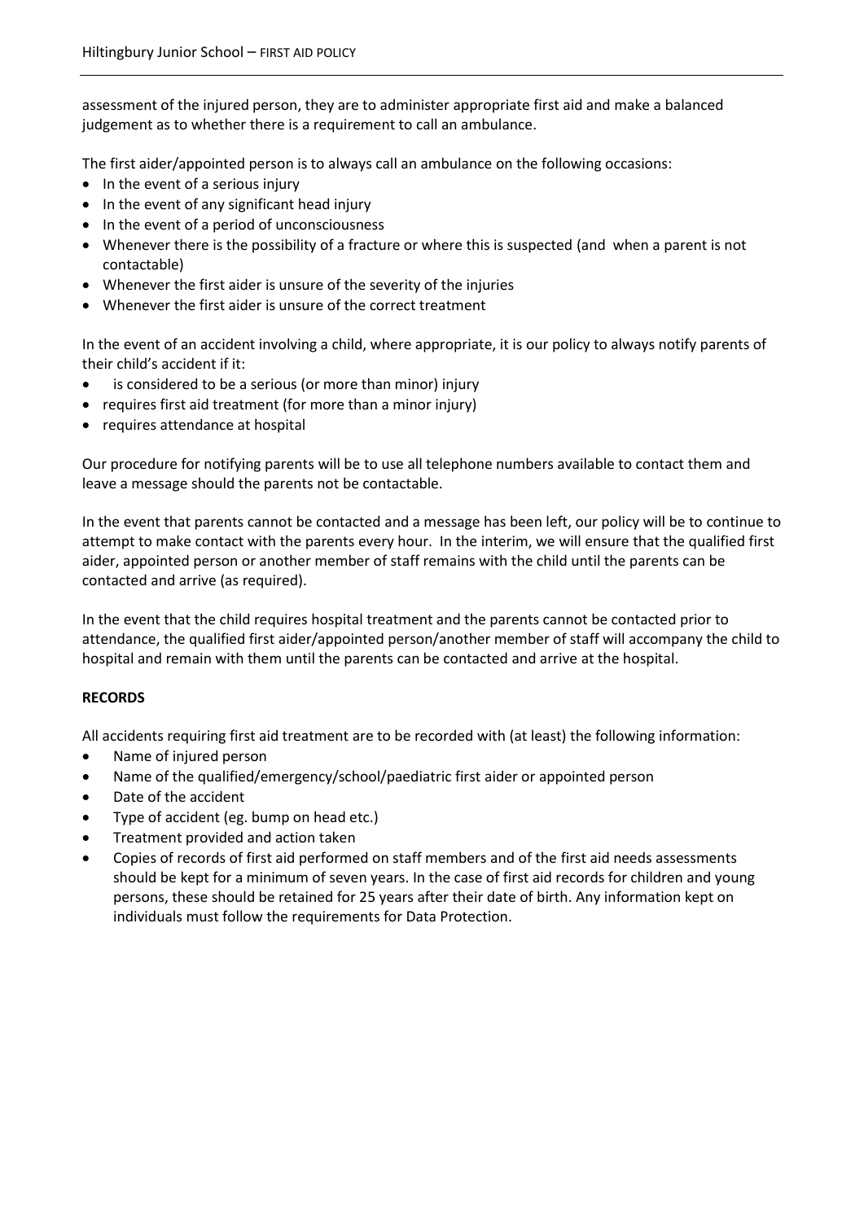assessment of the injured person, they are to administer appropriate first aid and make a balanced judgement as to whether there is a requirement to call an ambulance.

The first aider/appointed person is to always call an ambulance on the following occasions:

- In the event of a serious injury
- In the event of any significant head injury
- In the event of a period of unconsciousness
- Whenever there is the possibility of a fracture or where this is suspected (and when a parent is not contactable)
- Whenever the first aider is unsure of the severity of the injuries
- Whenever the first aider is unsure of the correct treatment

In the event of an accident involving a child, where appropriate, it is our policy to always notify parents of their child's accident if it:

- is considered to be a serious (or more than minor) injury
- requires first aid treatment (for more than a minor injury)
- requires attendance at hospital

Our procedure for notifying parents will be to use all telephone numbers available to contact them and leave a message should the parents not be contactable.

In the event that parents cannot be contacted and a message has been left, our policy will be to continue to attempt to make contact with the parents every hour. In the interim, we will ensure that the qualified first aider, appointed person or another member of staff remains with the child until the parents can be contacted and arrive (as required).

In the event that the child requires hospital treatment and the parents cannot be contacted prior to attendance, the qualified first aider/appointed person/another member of staff will accompany the child to hospital and remain with them until the parents can be contacted and arrive at the hospital.

**RECORDS**

All accidents requiring first aid treatment are to be recorded with (at least) the following information:

- Name of injured person
- Name of the qualified/emergency/school/paediatric first aider or appointed person
- Date of the accident
- Type of accident (eg. bump on head etc.)
- Treatment provided and action taken
- Copies of records of first aid performed on staff members and of the first aid needs assessments should be kept for a minimum of seven years. In the case of first aid records for children and young persons, these should be retained for 25 years after their date of birth. Any information kept on individuals must follow the requirements for Data Protection.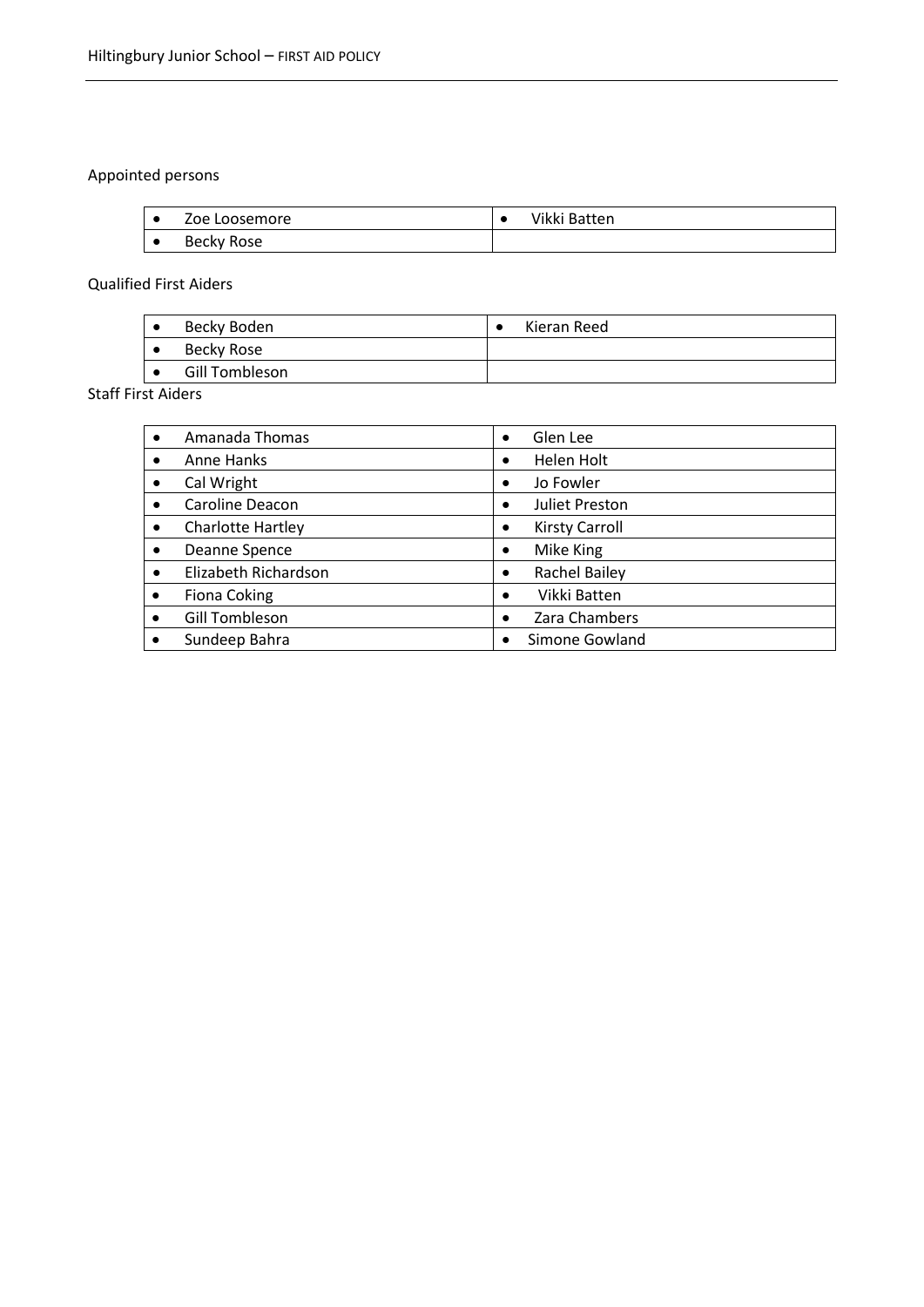Appointed persons

| | |
|---|---|
| • Zoe Loosemore | • Vikki Batten |
| • Becky Rose | |

Qualified First Aiders

| | |
|---|---|
| • Becky Boden | • Kieran Reed |
| • Becky Rose | |
| • Gill Tombleson | |

Staff First Aiders

| | |
|---|---|
| • Amanada Thomas | • Glen Lee |
| • Anne Hanks | • Helen Holt |
| • Cal Wright | • Jo Fowler |
| • Caroline Deacon | • Juliet Preston |
| • Charlotte Hartley | • Kirsty Carroll |
| • Deanne Spence | • Mike King |
| • Elizabeth Richardson | • Rachel Bailey |
| • Fiona Coking | • Vikki Batten |
| • Gill Tombleson | • Zara Chambers |
| • Sundeep Bahra | • Simone Gowland |